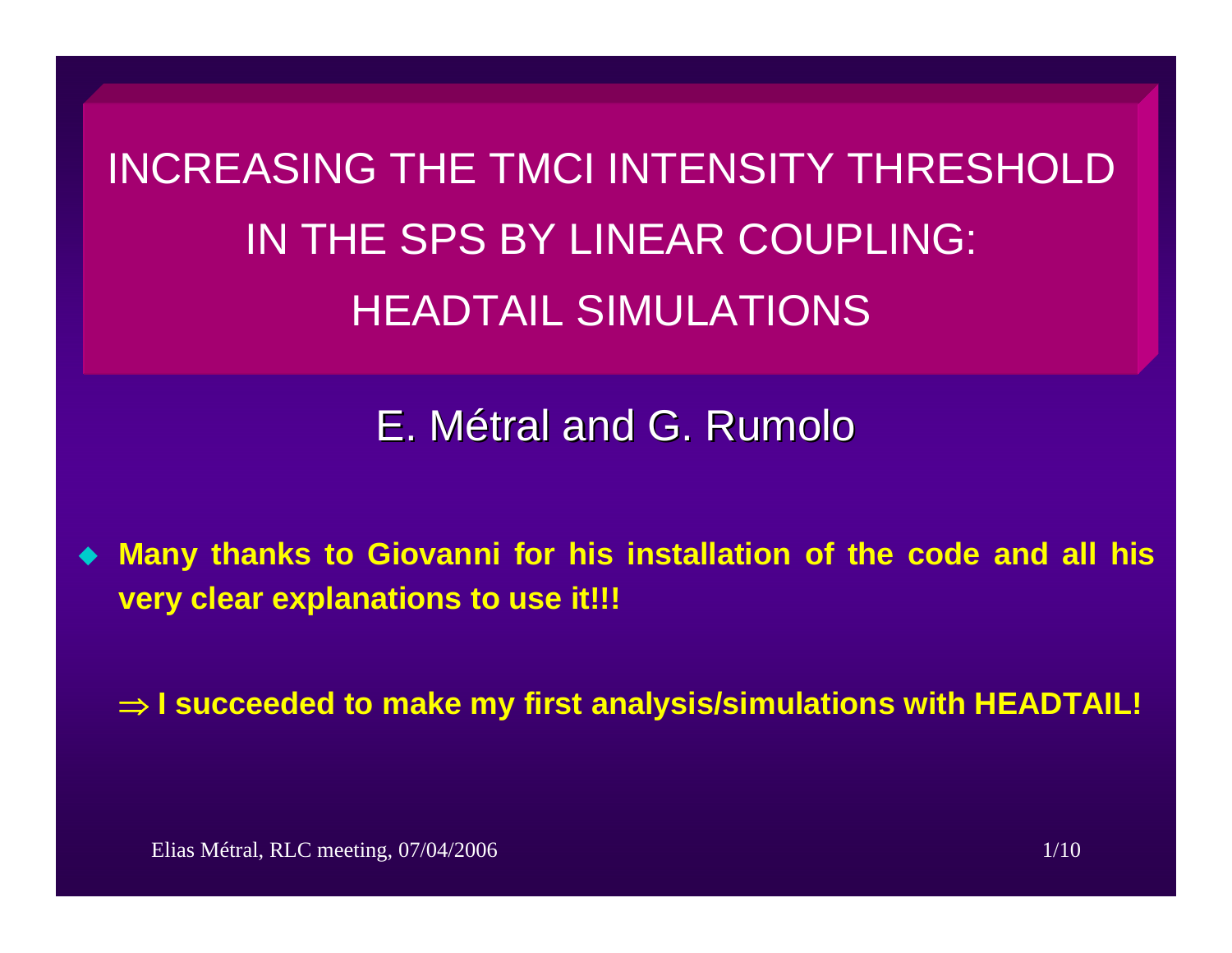# INCREASING THE TMCI INTENSITY THRESHOLD IN THE SPS BY LINEAR COUPLING: HEADTAIL SIMULATIONS

E. Métral and G. Rumolo

- **Many thanks to Giovanni for his installation of the code and all his very clear explanations to use it!!!**

  $\Rightarrow$ **I succeeded to make my first analysis/simulations with HEADTAIL!**

Elias Métral, RLC meeting, 07/04/2006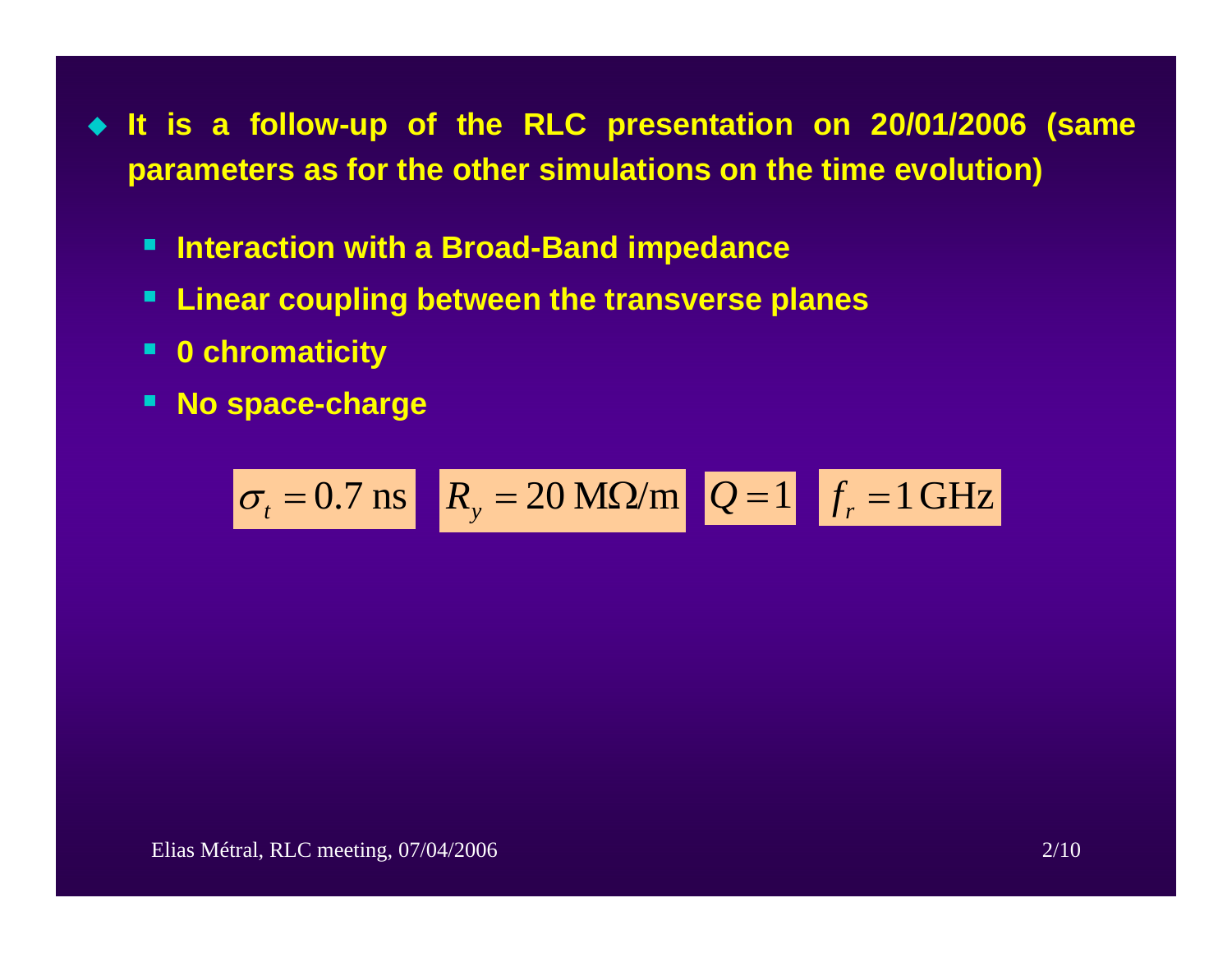- **It is a follow-up of the RLC presentation on 20/01/2006 (same parameters as for the other simulations on the time evolution)**
  - **Interaction with a Broad-Band impedance**
  - **Linear coupling between the transverse planes**
  - **0 chromaticity**
  - **No space-charge**

$$\sigma_t = 0.7 \text{ ns} \quad R_y = 20 \text{ M}\Omega\text{/m} \quad Q = 1 \quad f_r = 1 \text{ GHz}$$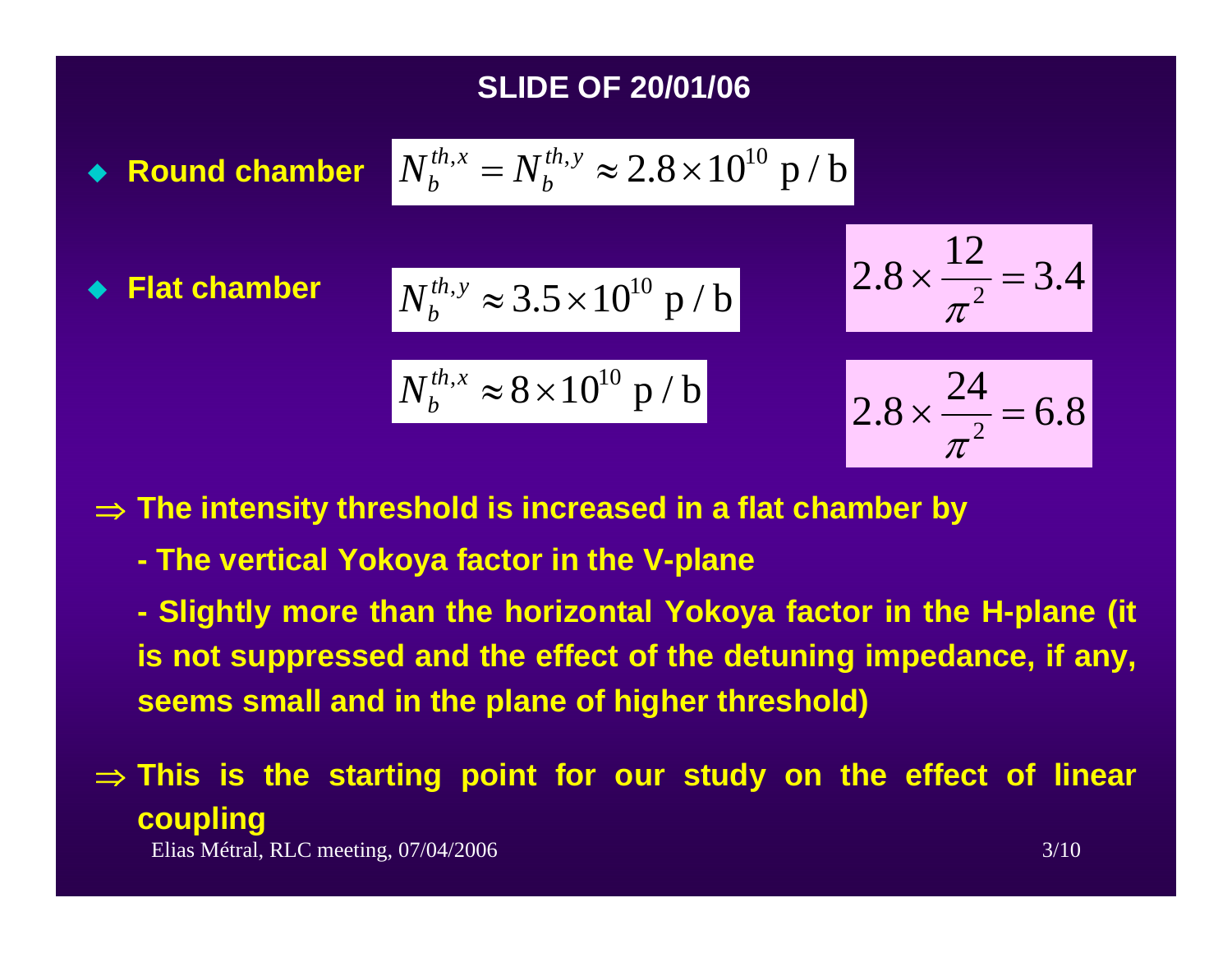## SLIDE OF 20/01/06

- **Round chamber** $N_b^{th,x} = N_b^{th,y} \approx 2.8 \times 10^{10}$ p / b

- **Flat chamber**

$$N_b^{th,y} \approx 3.5 \times 10^{10} \text{ p / b} \qquad 2.8 \times \frac{12}{\pi^2} = 3.4$$

$$N_b^{th,x} \approx 8 \times 10^{10} \text{ p / b} \qquad 2.8 \times \frac{24}{\pi^2} = 6.8$$

$\Rightarrow$ **The intensity threshold is increased in a flat chamber by**

**- The vertical Yokoya factor in the V-plane**

**- Slightly more than the horizontal Yokoya factor in the H-plane (it is not suppressed and the effect of the detuning impedance, if any, seems small and in the plane of higher threshold)**

$\Rightarrow$ **This is the starting point for our study on the effect of linear coupling**

Elias Métral, RLC meeting, 07/04/2006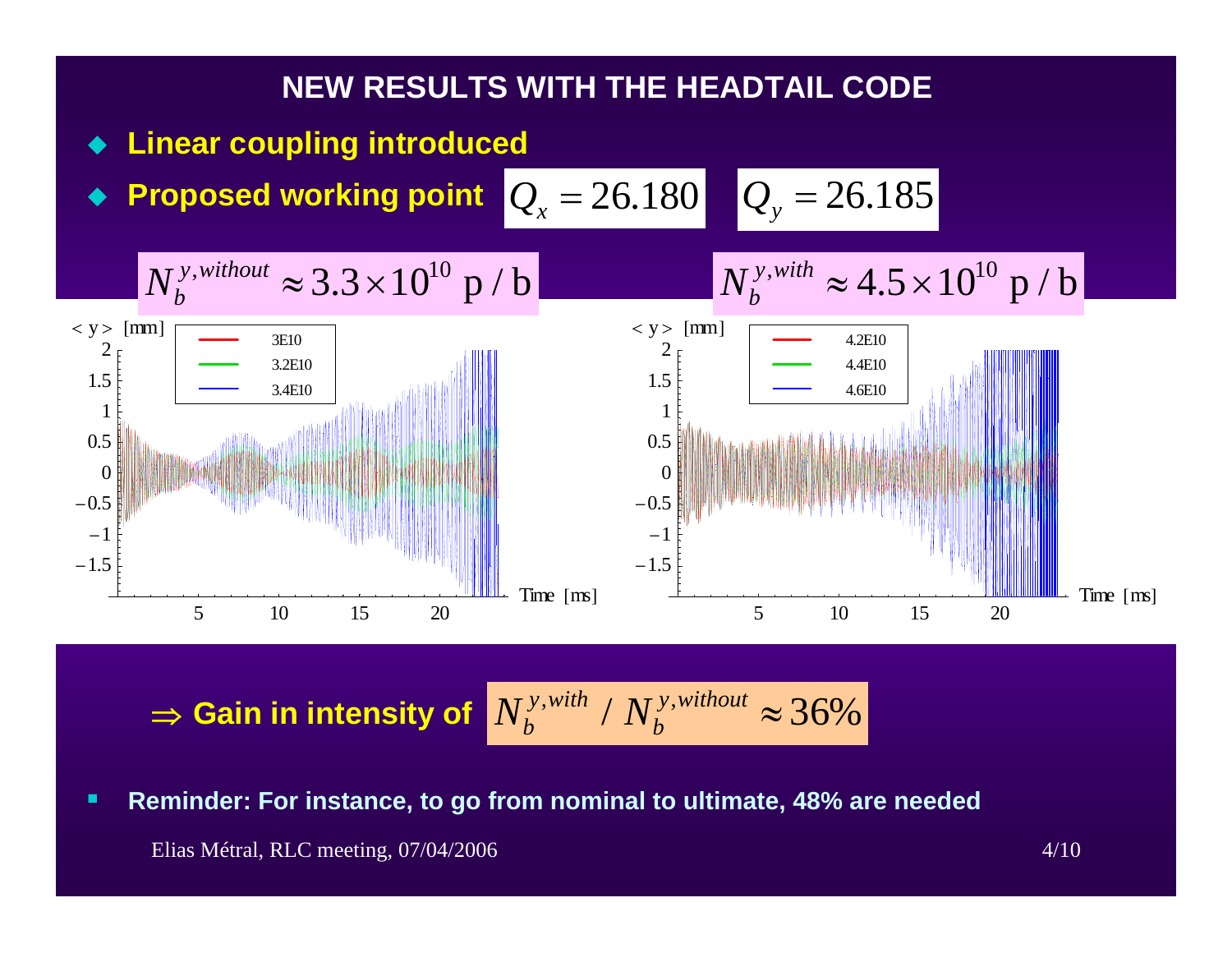# NEW RESULTS WITH THE HEADTAIL CODE

- **Linear coupling introduced**
- **Proposed working point** $Q_x = 26.180$ $Q_y = 26.185$

$N_b^{y,without} \approx 3.3 \times 10^{10}$ p / b

$N_b^{y,with} \approx 4.5 \times 10^{10}$ p / b

$\Rightarrow$ **Gain in intensity of** $N_b^{y,with} \, / \, N_b^{y,without} \approx 36\%$

- **Reminder: For instance, to go from nominal to ultimate, 48% are needed**

Elias Métral, RLC meeting, 07/04/2006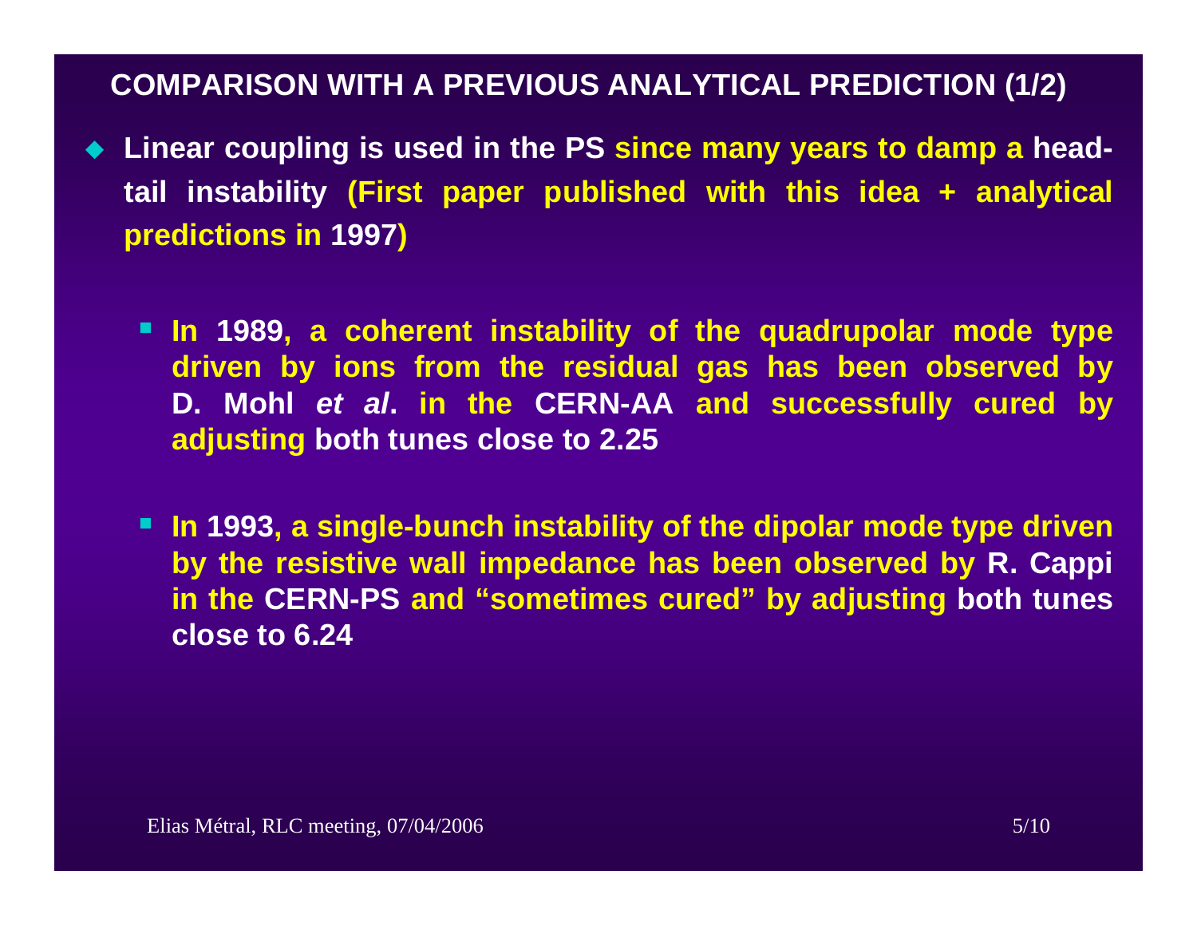## COMPARISON WITH A PREVIOUS ANALYTICAL PREDICTION (1/2)

- **Linear coupling is used in the PS since many years to damp a head-tail instability (First paper published with this idea + analytical predictions in 1997)**

  - **In 1989, a coherent instability of the quadrupolar mode type driven by ions from the residual gas has been observed by D. Mohl *et al*. in the CERN-AA and successfully cured by adjusting both tunes close to 2.25**

  - **In 1993, a single-bunch instability of the dipolar mode type driven by the resistive wall impedance has been observed by R. Cappi in the CERN-PS and "sometimes cured" by adjusting both tunes close to 6.24**

Elias Métral, RLC meeting, 07/04/2006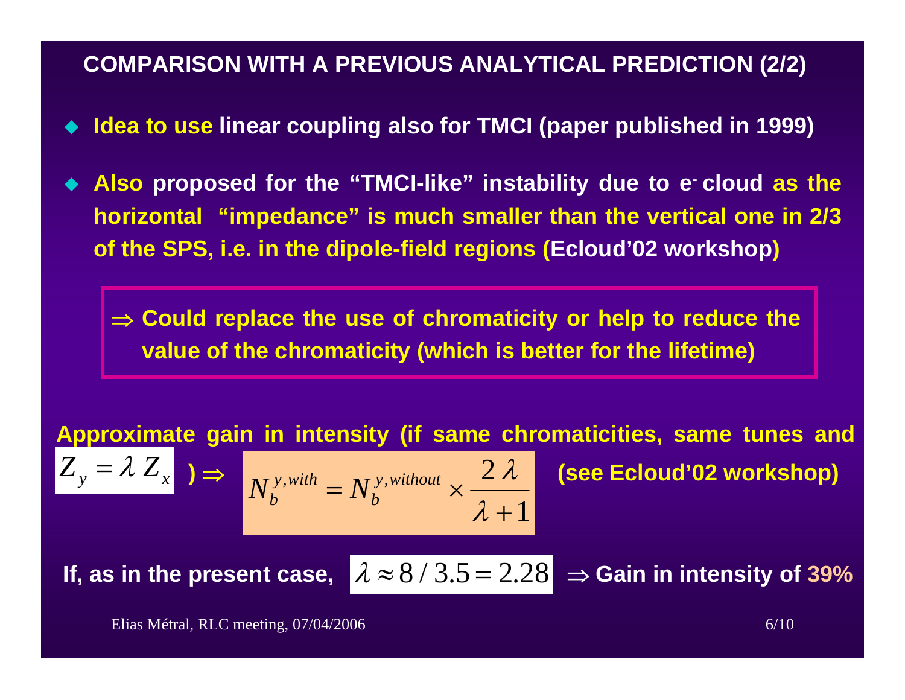## COMPARISON WITH A PREVIOUS ANALYTICAL PREDICTION (2/2)

- **Idea to use linear coupling also for TMCI (paper published in 1999)**
- **Also proposed for the "TMCI-like" instability due to e[-] cloud as the horizontal "impedance" is much smaller than the vertical one in 2/3 of the SPS, i.e. in the dipole-field regions (Ecloud'02 workshop)**

> **⇒ Could replace the use of chromaticity or help to reduce the value of the chromaticity (which is better for the lifetime)**

**Approximate gain in intensity (if same chromaticities, same tunes and** $Z_y = \lambda \, Z_x$ **)** ⇒ $N_b^{y,with} = N_b^{y,without} \times \dfrac{2\,\lambda}{\lambda + 1}$ **(see Ecloud'02 workshop)**

**If, as in the present case,** $\lambda \approx 8 / 3.5 = 2.28$ ⇒ **Gain in intensity of 39%**

Elias Métral, RLC meeting, 07/04/2006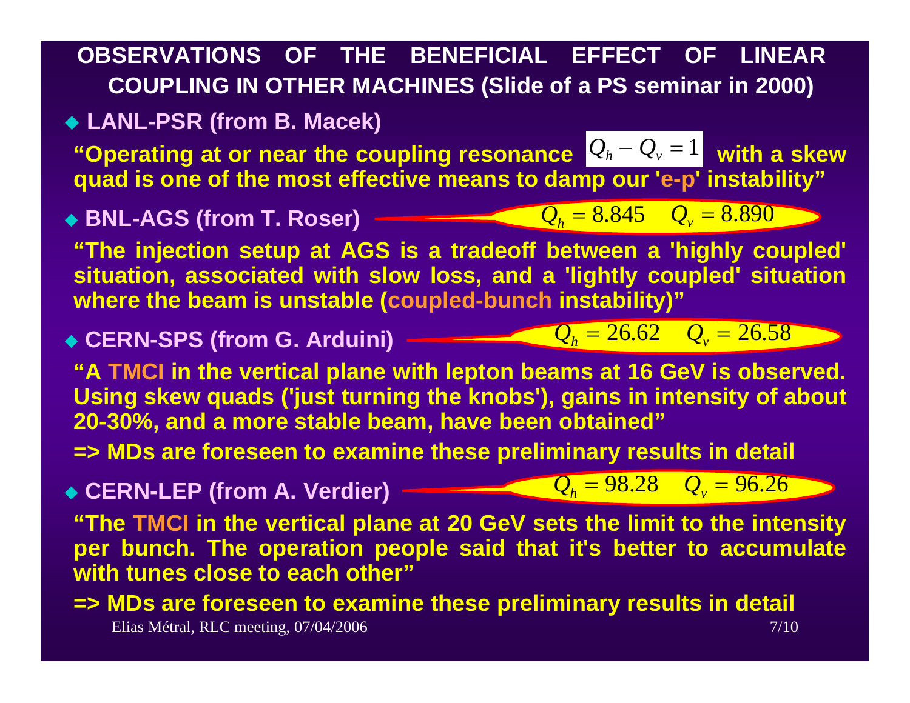# OBSERVATIONS OF THE BENEFICIAL EFFECT OF LINEAR COUPLING IN OTHER MACHINES (Slide of a PS seminar in 2000)

- **LANL-PSR (from B. Macek)**

**"Operating at or near the coupling resonance $Q_h - Q_v = 1$ with a skew quad is one of the most effective means to damp our 'e-p' instability"**

- **BNL-AGS (from T. Roser)** — $Q_h = 8.845 \quad Q_v = 8.890$

**"The injection setup at AGS is a tradeoff between a 'highly coupled' situation, associated with slow loss, and a 'lightly coupled' situation where the beam is unstable (coupled-bunch instability)"**

- **CERN-SPS (from G. Arduini)** — $Q_h = 26.62 \quad Q_v = 26.58$

**"A TMCI in the vertical plane with lepton beams at 16 GeV is observed. Using skew quads ('just turning the knobs'), gains in intensity of about 20-30%, and a more stable beam, have been obtained"**

**=> MDs are foreseen to examine these preliminary results in detail**

- **CERN-LEP (from A. Verdier)** — $Q_h = 98.28 \quad Q_v = 96.26$

**"The TMCI in the vertical plane at 20 GeV sets the limit to the intensity per bunch. The operation people said that it's better to accumulate with tunes close to each other"**

**=> MDs are foreseen to examine these preliminary results in detail**

Elias Métral, RLC meeting, 07/04/2006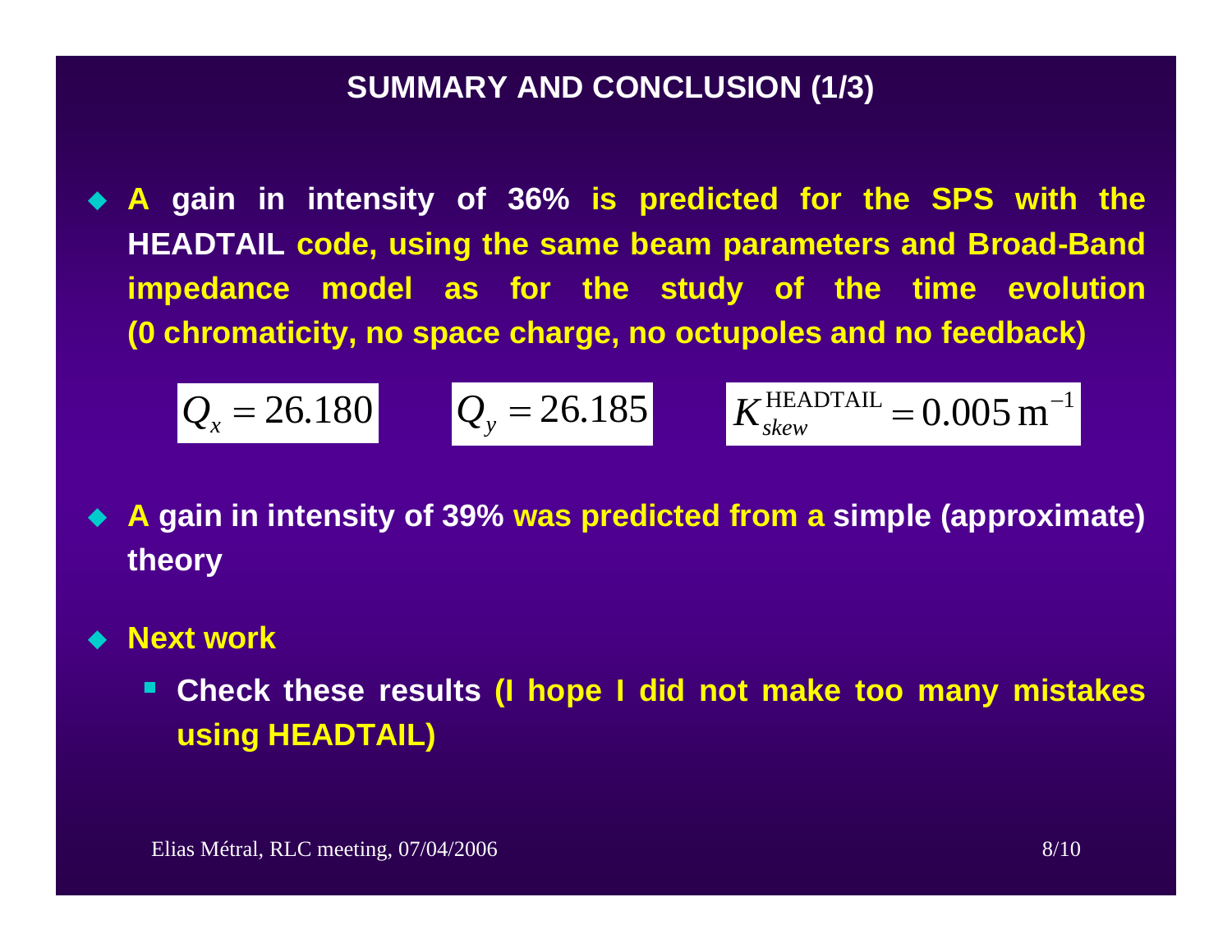# SUMMARY AND CONCLUSION (1/3)

- A gain in intensity of 36% is predicted for the SPS with the HEADTAIL code, using the same beam parameters and Broad-Band impedance model as for the study of the time evolution (0 chromaticity, no space charge, no octupoles and no feedback)

$$Q_x = 26.180 \qquad Q_y = 26.185 \qquad K_{skew}^{\text{HEADTAIL}} = 0.005\,\text{m}^{-1}$$

- A gain in intensity of 39% was predicted from a simple (approximate) theory

- Next work
  - Check these results (I hope I did not make too many mistakes using HEADTAIL)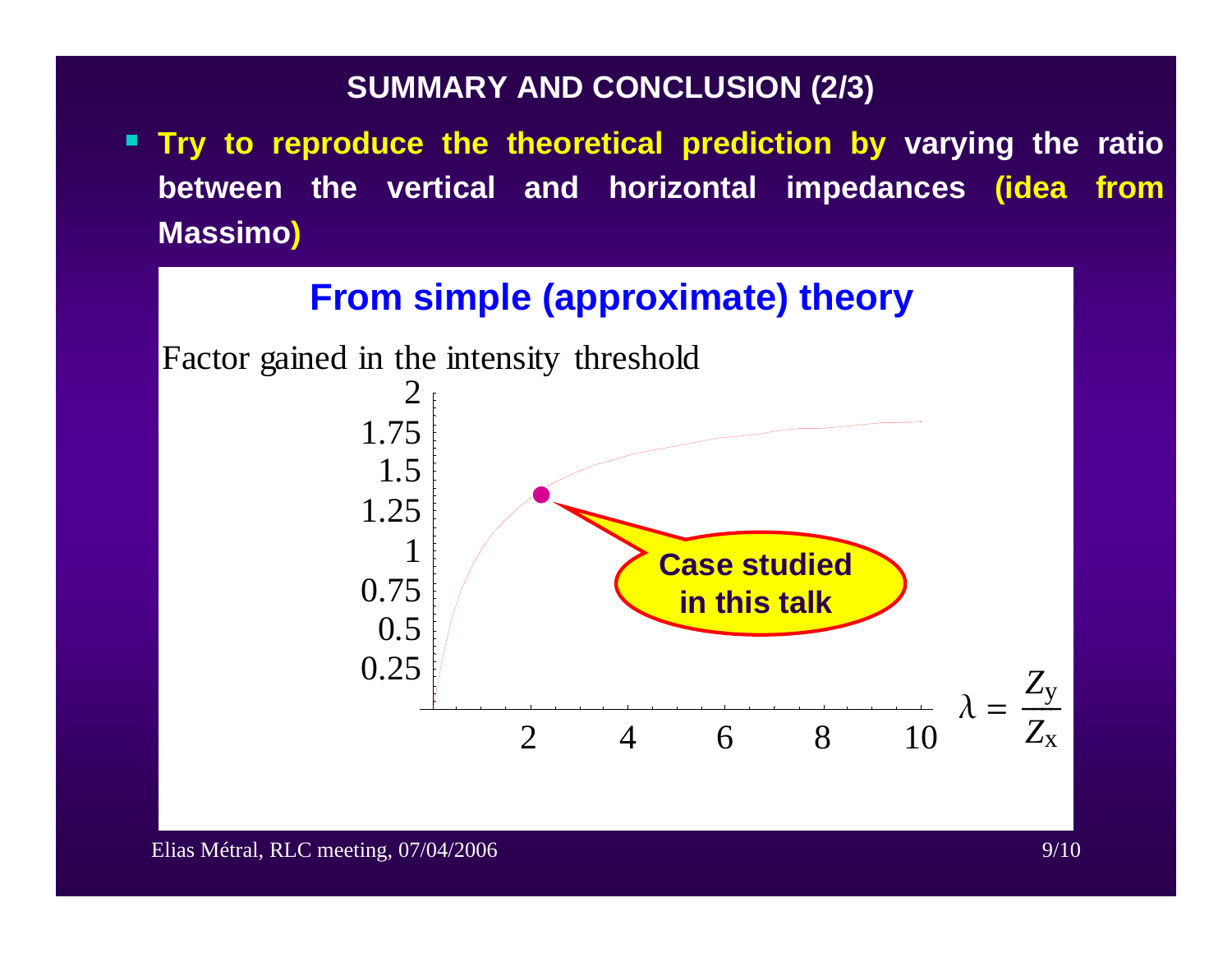## SUMMARY AND CONCLUSION (2/3)

- **Try to reproduce the theoretical prediction by varying the ratio between the vertical and horizontal impedances (idea from Massimo)**

**From simple (approximate) theory**

Factor gained in the intensity threshold

2
1.75
1.5
1.25
1
0.75
0.5
0.25

2 4 6 8 10

$\lambda = \frac{Z_y}{Z_x}$

**Case studied in this talk**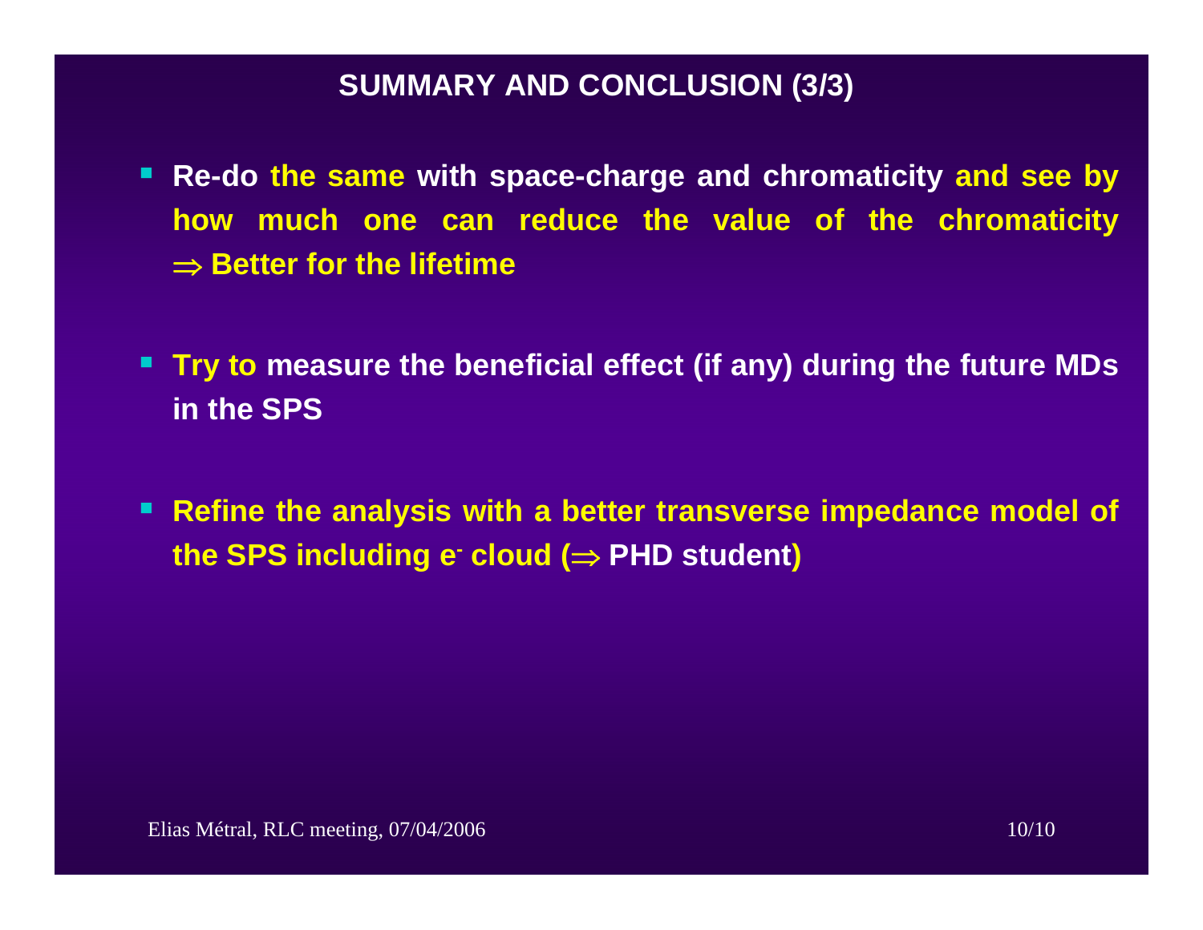## SUMMARY AND CONCLUSION (3/3)

- **Re-do the same with space-charge and chromaticity and see by how much one can reduce the value of the chromaticity $\Rightarrow$ Better for the lifetime**

- **Try to measure the beneficial effect (if any) during the future MDs in the SPS**

- **Refine the analysis with a better transverse impedance model of the SPS including $e^-$ cloud ($\Rightarrow$ PHD student)**